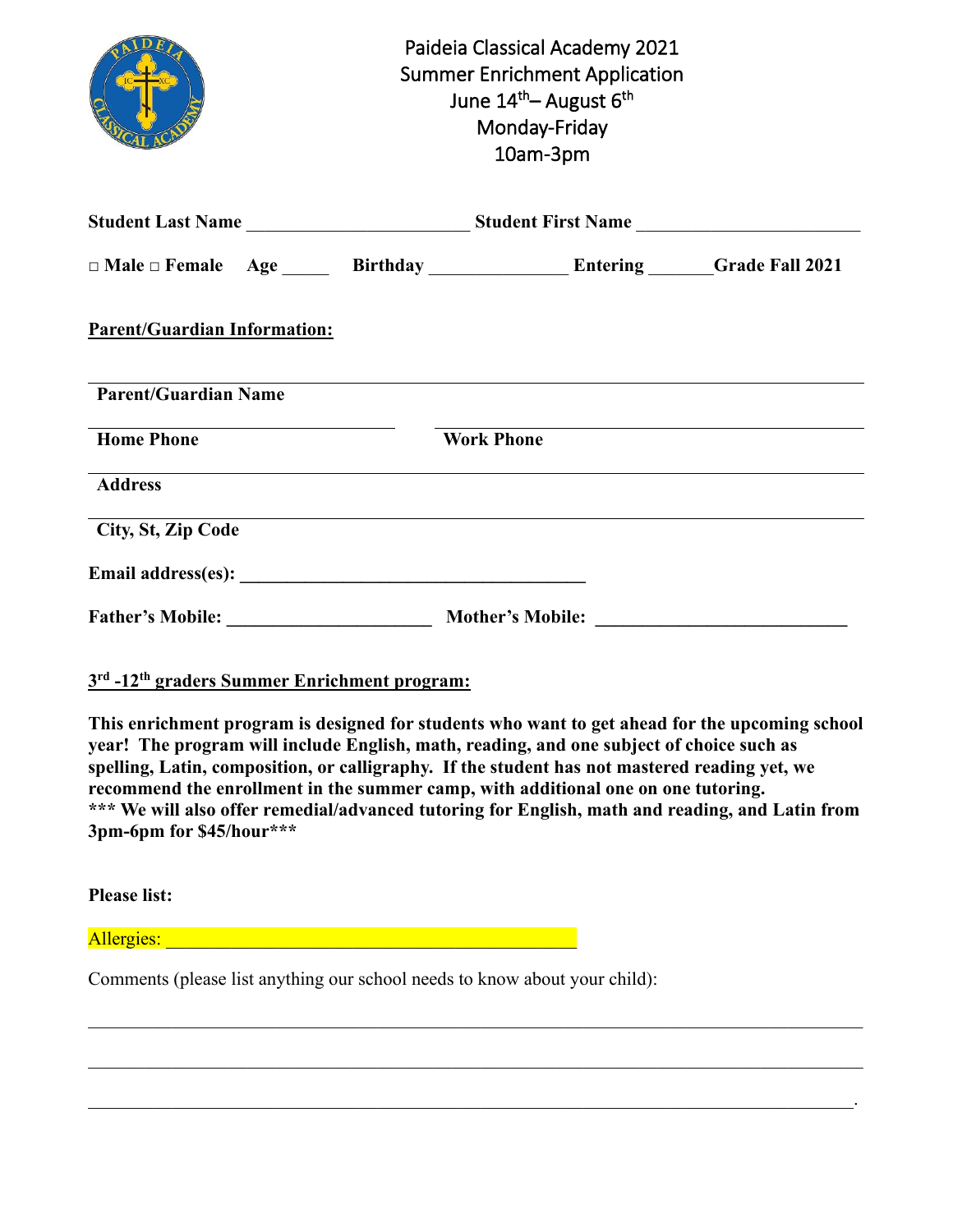# Paideia Classical Academy 2021
## Summer Enrichment Application
June 14th– August 6th
Monday-Friday
10am-3pm

**Student Last Name** _______________________ **Student First Name** _______________________

□ **Male** □ **Female** **Age** _____ **Birthday** ______________ **Entering** ______ **Grade Fall 2021**

**Parent/Guardian Information:**

________________________________________________________________________________

**Parent/Guardian Name**

________________________________ ________________________________________________

**Home Phone** **Work Phone**

________________________________________________________________________________

**Address**

________________________________________________________________________________

**City, St, Zip Code**

**Email address(es):** ____________________________________

**Father's Mobile:** ____________________ **Mother's Mobile:** _________________________

**3rd -12th graders Summer Enrichment program:**

**This enrichment program is designed for students who want to get ahead for the upcoming school year! The program will include English, math, reading, and one subject of choice such as spelling, Latin, composition, or calligraphy. If the student has not mastered reading yet, we recommend the enrollment in the summer camp, with additional one on one tutoring.**
**\*\*\* We will also offer remedial/advanced tutoring for English, math and reading, and Latin from 3pm-6pm for $45/hour\*\*\***

**Please list:**

Allergies: ____________________________________________

Comments (please list anything our school needs to know about your child):

________________________________________________________________________________

________________________________________________________________________________

________________________________________________________________________________.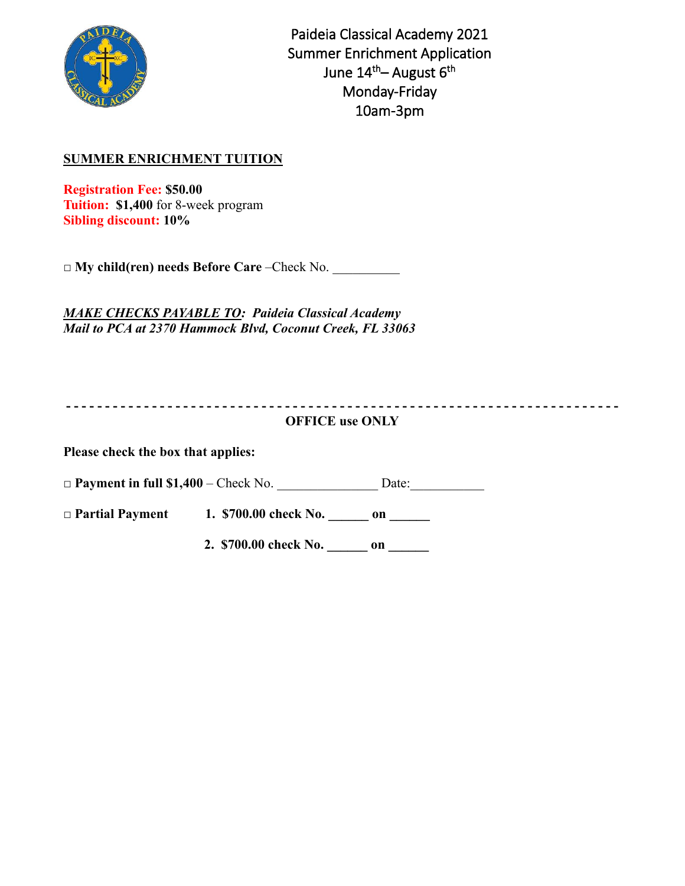Paideia Classical Academy 2021
Summer Enrichment Application
June 14th– August 6th
Monday-Friday
10am-3pm

**SUMMER ENRICHMENT TUITION**

**Registration Fee:** **$50.00**
**Tuition:** **$1,400** for 8-week program
**Sibling discount:** **10%**

□ **My child(ren) needs Before Care** –Check No. __________

***MAKE CHECKS PAYABLE TO:* Paideia Classical Academy**
***Mail to PCA at 2370 Hammock Blvd, Coconut Creek, FL 33063***

- - - - - - - - - - - - - - - - - - - - - - - - - - - - - - - - - - - - - - - - - - - - - - - - - - - - - - - - - - - - - - - - - - - - - - -

**OFFICE use ONLY**

**Please check the box that applies:**

□ **Payment in full $1,400** – Check No. _______________ Date:___________

□ **Partial Payment** **1. $700.00 check No. ______ on ______**

**2. $700.00 check No. ______ on ______**